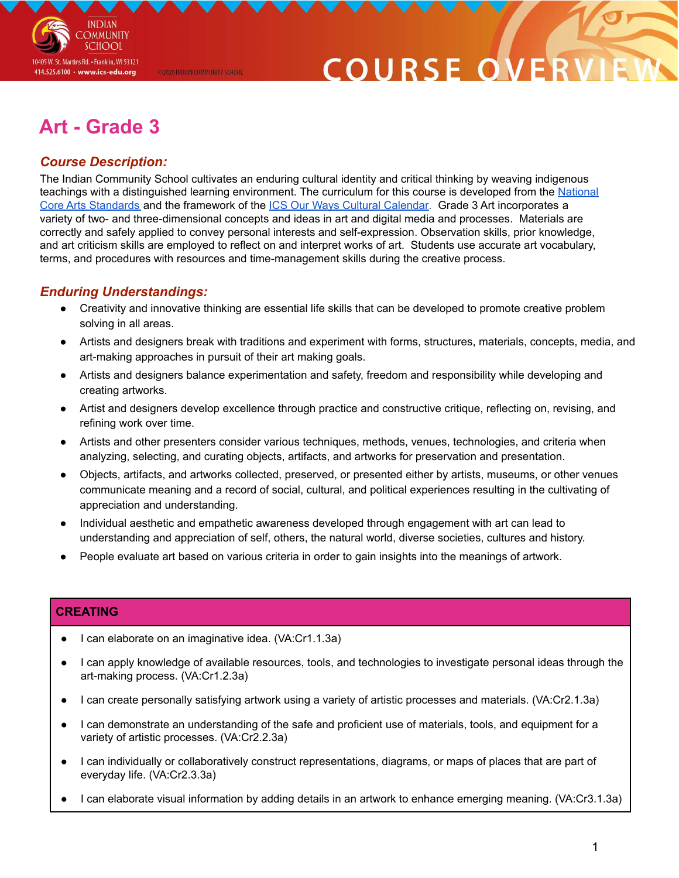# Art - Grade 3

### *Course Description:*

The Indian Community School cultivates an enduring cultural identity and critical thinking by weaving indigenous teachings with a distinguished learning environment. The curriculum for this course is developed from the National Core Arts Standards and the framework of the ICS Our Ways Cultural Calendar. Grade 3 Art incorporates a variety of two- and three-dimensional concepts and ideas in art and digital media and processes. Materials are correctly and safely applied to convey personal interests and self-expression. Observation skills, prior knowledge, and art criticism skills are employed to reflect on and interpret works of art. Students use accurate art vocabulary, terms, and procedures with resources and time-management skills during the creative process.

### *Enduring Understandings:*

- Creativity and innovative thinking are essential life skills that can be developed to promote creative problem solving in all areas.
- Artists and designers break with traditions and experiment with forms, structures, materials, concepts, media, and art-making approaches in pursuit of their art making goals.
- Artists and designers balance experimentation and safety, freedom and responsibility while developing and creating artworks.
- Artist and designers develop excellence through practice and constructive critique, reflecting on, revising, and refining work over time.
- Artists and other presenters consider various techniques, methods, venues, technologies, and criteria when analyzing, selecting, and curating objects, artifacts, and artworks for preservation and presentation.
- Objects, artifacts, and artworks collected, preserved, or presented either by artists, museums, or other venues communicate meaning and a record of social, cultural, and political experiences resulting in the cultivating of appreciation and understanding.
- Individual aesthetic and empathetic awareness developed through engagement with art can lead to understanding and appreciation of self, others, the natural world, diverse societies, cultures and history.
- People evaluate art based on various criteria in order to gain insights into the meanings of artwork.

| CREATING |
| --- |
| • I can elaborate on an imaginative idea. (VA:Cr1.1.3a) |
| • I can apply knowledge of available resources, tools, and technologies to investigate personal ideas through the art-making process. (VA:Cr1.2.3a) |
| • I can create personally satisfying artwork using a variety of artistic processes and materials. (VA:Cr2.1.3a) |
| • I can demonstrate an understanding of the safe and proficient use of materials, tools, and equipment for a variety of artistic processes. (VA:Cr2.2.3a) |
| • I can individually or collaboratively construct representations, diagrams, or maps of places that are part of everyday life. (VA:Cr2.3.3a) |
| • I can elaborate visual information by adding details in an artwork to enhance emerging meaning. (VA:Cr3.1.3a) |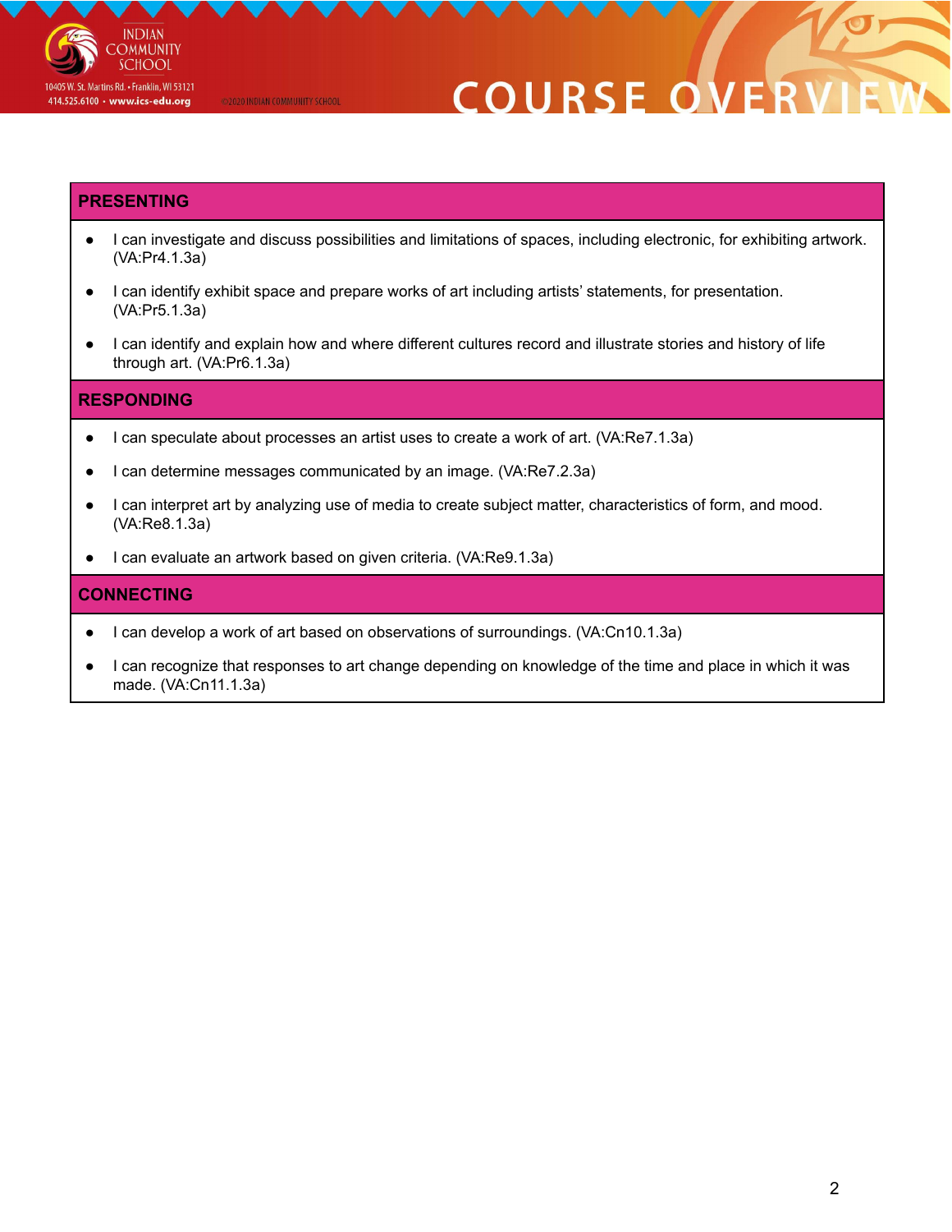## PRESENTING

- I can investigate and discuss possibilities and limitations of spaces, including electronic, for exhibiting artwork. (VA:Pr4.1.3a)
- I can identify exhibit space and prepare works of art including artists' statements, for presentation. (VA:Pr5.1.3a)
- I can identify and explain how and where different cultures record and illustrate stories and history of life through art. (VA:Pr6.1.3a)

## RESPONDING

- I can speculate about processes an artist uses to create a work of art. (VA:Re7.1.3a)
- I can determine messages communicated by an image. (VA:Re7.2.3a)
- I can interpret art by analyzing use of media to create subject matter, characteristics of form, and mood. (VA:Re8.1.3a)
- I can evaluate an artwork based on given criteria. (VA:Re9.1.3a)

## CONNECTING

- I can develop a work of art based on observations of surroundings. (VA:Cn10.1.3a)
- I can recognize that responses to art change depending on knowledge of the time and place in which it was made. (VA:Cn11.1.3a)